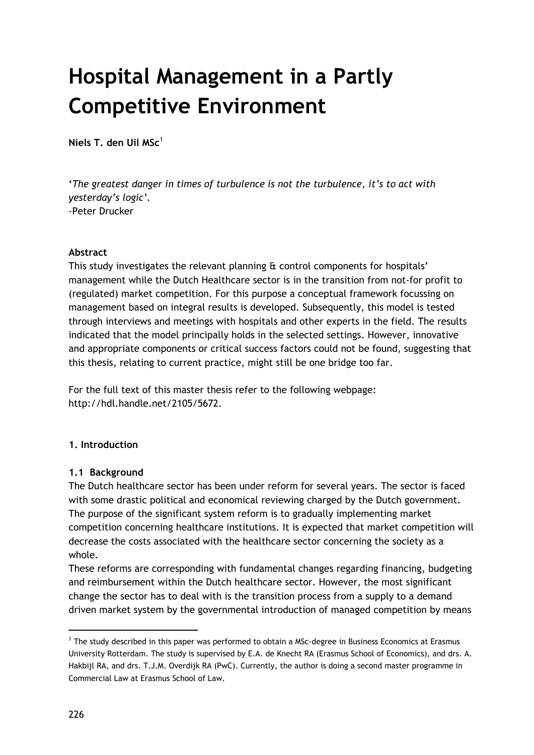# Hospital Management in a Partly Competitive Environment

**Niels T. den Uil MSc**[1]

'*The greatest danger in times of turbulence is not the turbulence, it's to act with yesterday's logic*'.
-Peter Drucker

**Abstract**

This study investigates the relevant planning & control components for hospitals' management while the Dutch Healthcare sector is in the transition from not-for profit to (regulated) market competition. For this purpose a conceptual framework focussing on management based on integral results is developed. Subsequently, this model is tested through interviews and meetings with hospitals and other experts in the field. The results indicated that the model principally holds in the selected settings. However, innovative and appropriate components or critical success factors could not be found, suggesting that this thesis, relating to current practice, might still be one bridge too far.

For the full text of this master thesis refer to the following webpage: http://hdl.handle.net/2105/5672.

**1. Introduction**

**1.1 Background**

The Dutch healthcare sector has been under reform for several years. The sector is faced with some drastic political and economical reviewing charged by the Dutch government. The purpose of the significant system reform is to gradually implementing market competition concerning healthcare institutions. It is expected that market competition will decrease the costs associated with the healthcare sector concerning the society as a whole.

These reforms are corresponding with fundamental changes regarding financing, budgeting and reimbursement within the Dutch healthcare sector. However, the most significant change the sector has to deal with is the transition process from a supply to a demand driven market system by the governmental introduction of managed competition by means

---

[1] The study described in this paper was performed to obtain a MSc-degree in Business Economics at Erasmus University Rotterdam. The study is supervised by E.A. de Knecht RA (Erasmus School of Economics), and drs. A. Hakbijl RA, and drs. T.J.M. Overdijk RA (PwC). Currently, the author is doing a second master programme in Commercial Law at Erasmus School of Law.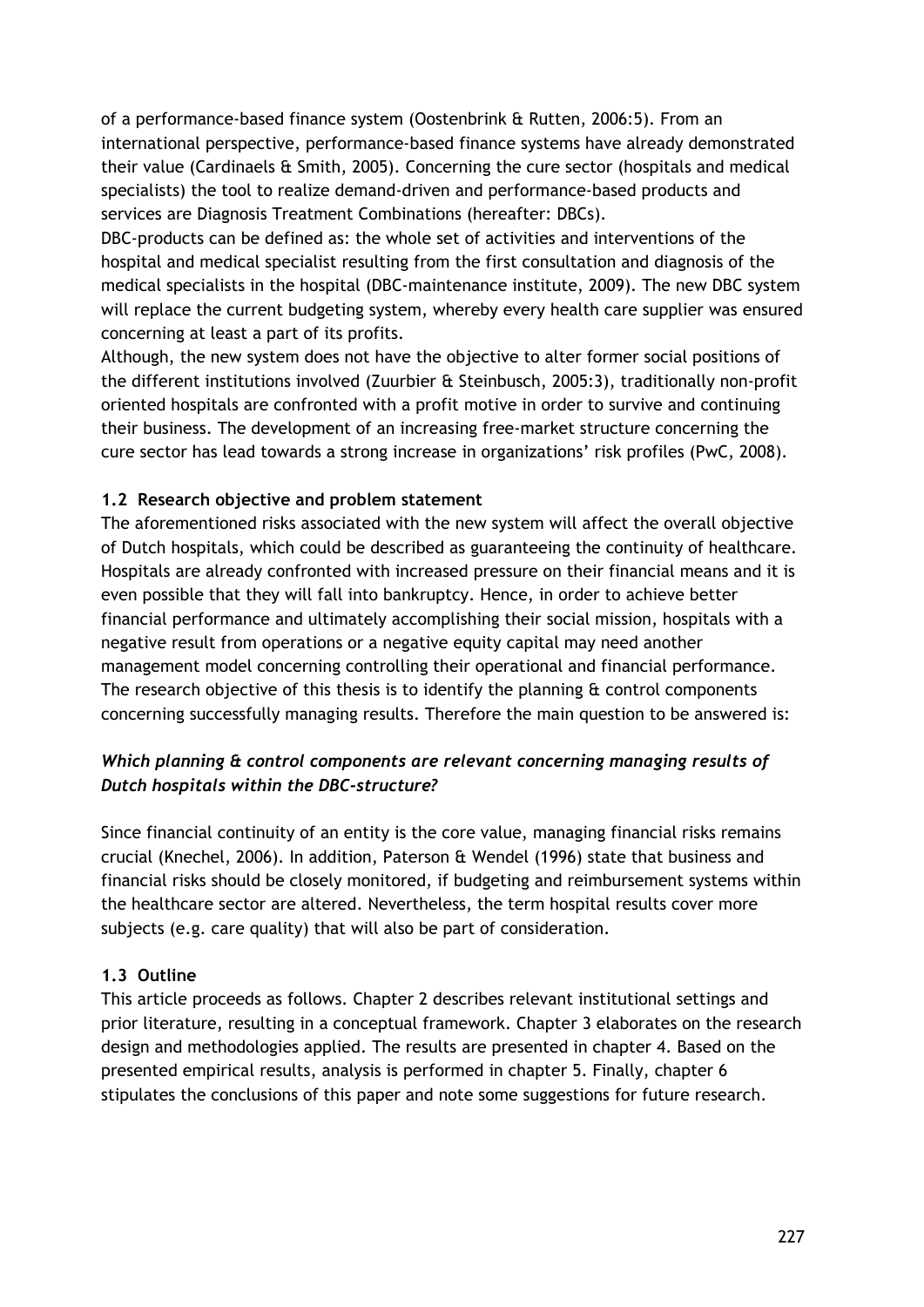of a performance-based finance system (Oostenbrink & Rutten, 2006:5). From an international perspective, performance-based finance systems have already demonstrated their value (Cardinaels & Smith, 2005). Concerning the cure sector (hospitals and medical specialists) the tool to realize demand-driven and performance-based products and services are Diagnosis Treatment Combinations (hereafter: DBCs).

DBC-products can be defined as: the whole set of activities and interventions of the hospital and medical specialist resulting from the first consultation and diagnosis of the medical specialists in the hospital (DBC-maintenance institute, 2009). The new DBC system will replace the current budgeting system, whereby every health care supplier was ensured concerning at least a part of its profits.

Although, the new system does not have the objective to alter former social positions of the different institutions involved (Zuurbier & Steinbusch, 2005:3), traditionally non-profit oriented hospitals are confronted with a profit motive in order to survive and continuing their business. The development of an increasing free-market structure concerning the cure sector has lead towards a strong increase in organizations' risk profiles (PwC, 2008).

### 1.2 Research objective and problem statement

The aforementioned risks associated with the new system will affect the overall objective of Dutch hospitals, which could be described as guaranteeing the continuity of healthcare. Hospitals are already confronted with increased pressure on their financial means and it is even possible that they will fall into bankruptcy. Hence, in order to achieve better financial performance and ultimately accomplishing their social mission, hospitals with a negative result from operations or a negative equity capital may need another management model concerning controlling their operational and financial performance. The research objective of this thesis is to identify the planning & control components concerning successfully managing results. Therefore the main question to be answered is:

***Which planning & control components are relevant concerning managing results of Dutch hospitals within the DBC-structure?***

Since financial continuity of an entity is the core value, managing financial risks remains crucial (Knechel, 2006). In addition, Paterson & Wendel (1996) state that business and financial risks should be closely monitored, if budgeting and reimbursement systems within the healthcare sector are altered. Nevertheless, the term hospital results cover more subjects (e.g. care quality) that will also be part of consideration.

### 1.3 Outline

This article proceeds as follows. Chapter 2 describes relevant institutional settings and prior literature, resulting in a conceptual framework. Chapter 3 elaborates on the research design and methodologies applied. The results are presented in chapter 4. Based on the presented empirical results, analysis is performed in chapter 5. Finally, chapter 6 stipulates the conclusions of this paper and note some suggestions for future research.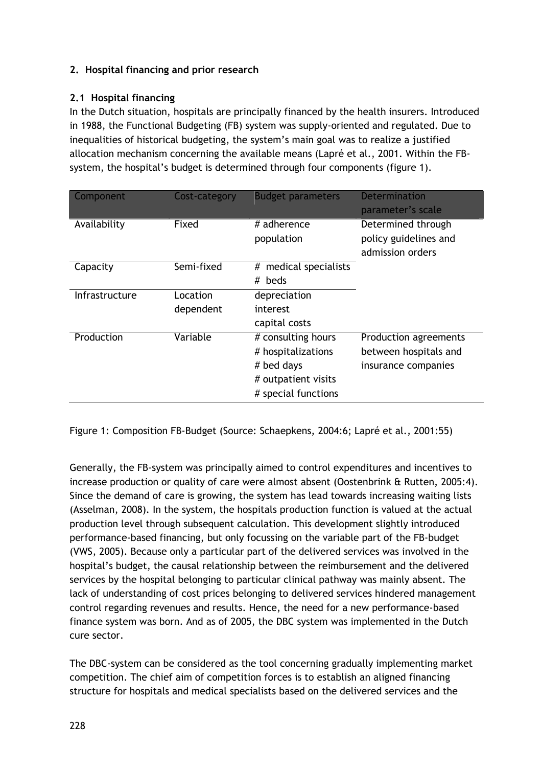## 2. Hospital financing and prior research

### 2.1 Hospital financing

In the Dutch situation, hospitals are principally financed by the health insurers. Introduced in 1988, the Functional Budgeting (FB) system was supply-oriented and regulated. Due to inequalities of historical budgeting, the system's main goal was to realize a justified allocation mechanism concerning the available means (Lapré et al., 2001. Within the FB-system, the hospital's budget is determined through four components (figure 1).

| Component | Cost-category | Budget parameters | Determination parameter's scale |
|---|---|---|---|
| Availability | Fixed | # adherence population | Determined through policy guidelines and admission orders |
| Capacity | Semi-fixed | # medical specialists<br># beds | |
| Infrastructure | Location dependent | depreciation<br>interest<br>capital costs | |
| Production | Variable | # consulting hours<br># hospitalizations<br># bed days<br># outpatient visits<br># special functions | Production agreements between hospitals and insurance companies |

Figure 1: Composition FB-Budget (Source: Schaepkens, 2004:6; Lapré et al., 2001:55)

Generally, the FB-system was principally aimed to control expenditures and incentives to increase production or quality of care were almost absent (Oostenbrink & Rutten, 2005:4). Since the demand of care is growing, the system has lead towards increasing waiting lists (Asselman, 2008). In the system, the hospitals production function is valued at the actual production level through subsequent calculation. This development slightly introduced performance-based financing, but only focussing on the variable part of the FB-budget (VWS, 2005). Because only a particular part of the delivered services was involved in the hospital's budget, the causal relationship between the reimbursement and the delivered services by the hospital belonging to particular clinical pathway was mainly absent. The lack of understanding of cost prices belonging to delivered services hindered management control regarding revenues and results. Hence, the need for a new performance-based finance system was born. And as of 2005, the DBC system was implemented in the Dutch cure sector.

The DBC-system can be considered as the tool concerning gradually implementing market competition. The chief aim of competition forces is to establish an aligned financing structure for hospitals and medical specialists based on the delivered services and the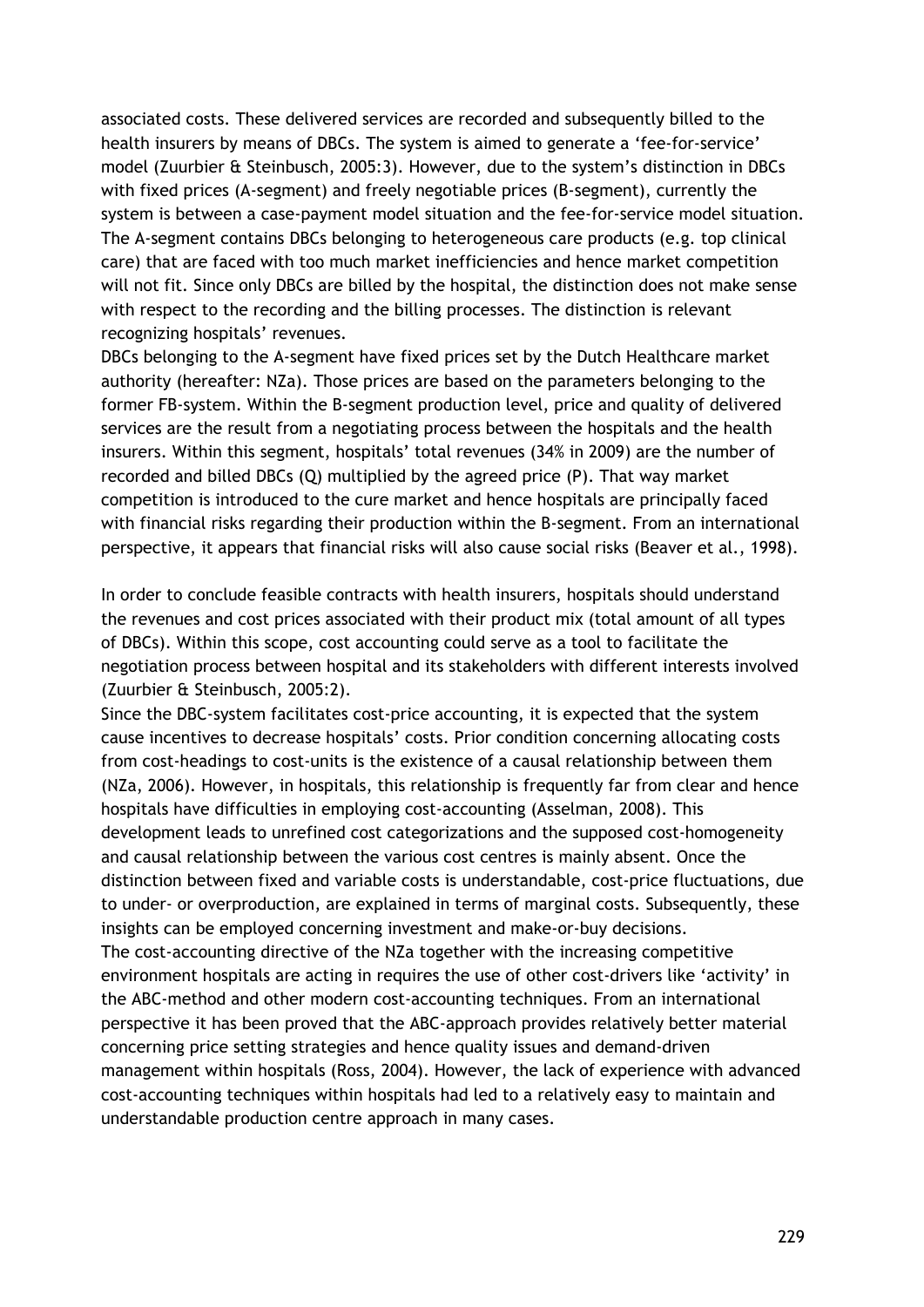associated costs. These delivered services are recorded and subsequently billed to the health insurers by means of DBCs. The system is aimed to generate a 'fee-for-service' model (Zuurbier & Steinbusch, 2005:3). However, due to the system's distinction in DBCs with fixed prices (A-segment) and freely negotiable prices (B-segment), currently the system is between a case-payment model situation and the fee-for-service model situation. The A-segment contains DBCs belonging to heterogeneous care products (e.g. top clinical care) that are faced with too much market inefficiencies and hence market competition will not fit. Since only DBCs are billed by the hospital, the distinction does not make sense with respect to the recording and the billing processes. The distinction is relevant recognizing hospitals' revenues.
DBCs belonging to the A-segment have fixed prices set by the Dutch Healthcare market authority (hereafter: NZa). Those prices are based on the parameters belonging to the former FB-system. Within the B-segment production level, price and quality of delivered services are the result from a negotiating process between the hospitals and the health insurers. Within this segment, hospitals' total revenues (34% in 2009) are the number of recorded and billed DBCs (Q) multiplied by the agreed price (P). That way market competition is introduced to the cure market and hence hospitals are principally faced with financial risks regarding their production within the B-segment. From an international perspective, it appears that financial risks will also cause social risks (Beaver et al., 1998).

In order to conclude feasible contracts with health insurers, hospitals should understand the revenues and cost prices associated with their product mix (total amount of all types of DBCs). Within this scope, cost accounting could serve as a tool to facilitate the negotiation process between hospital and its stakeholders with different interests involved (Zuurbier & Steinbusch, 2005:2).
Since the DBC-system facilitates cost-price accounting, it is expected that the system cause incentives to decrease hospitals' costs. Prior condition concerning allocating costs from cost-headings to cost-units is the existence of a causal relationship between them (NZa, 2006). However, in hospitals, this relationship is frequently far from clear and hence hospitals have difficulties in employing cost-accounting (Asselman, 2008). This development leads to unrefined cost categorizations and the supposed cost-homogeneity and causal relationship between the various cost centres is mainly absent. Once the distinction between fixed and variable costs is understandable, cost-price fluctuations, due to under- or overproduction, are explained in terms of marginal costs. Subsequently, these insights can be employed concerning investment and make-or-buy decisions.
The cost-accounting directive of the NZa together with the increasing competitive environment hospitals are acting in requires the use of other cost-drivers like 'activity' in the ABC-method and other modern cost-accounting techniques. From an international perspective it has been proved that the ABC-approach provides relatively better material concerning price setting strategies and hence quality issues and demand-driven management within hospitals (Ross, 2004). However, the lack of experience with advanced cost-accounting techniques within hospitals had led to a relatively easy to maintain and understandable production centre approach in many cases.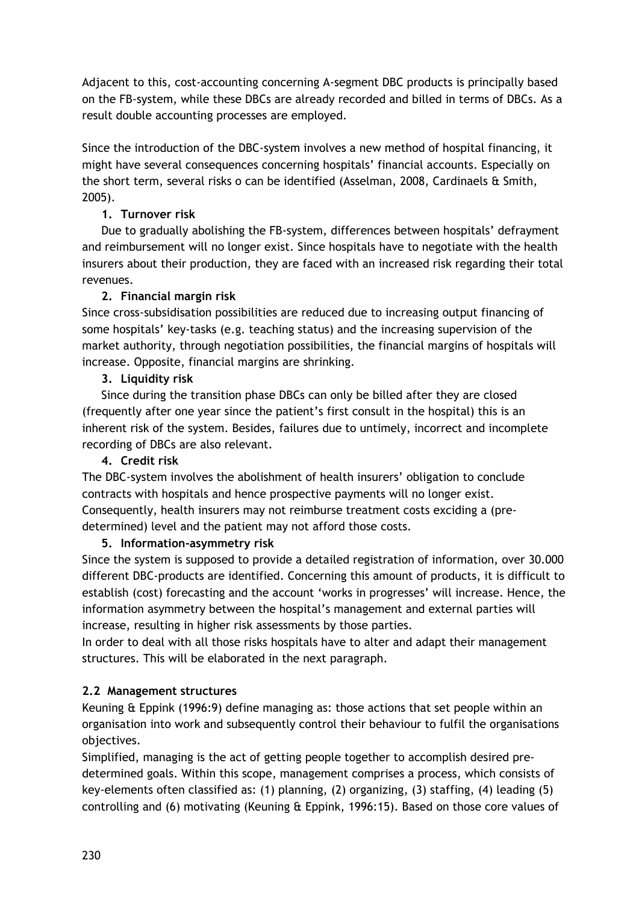Adjacent to this, cost-accounting concerning A-segment DBC products is principally based on the FB-system, while these DBCs are already recorded and billed in terms of DBCs. As a result double accounting processes are employed.

Since the introduction of the DBC-system involves a new method of hospital financing, it might have several consequences concerning hospitals' financial accounts. Especially on the short term, several risks o can be identified (Asselman, 2008, Cardinaels & Smith, 2005).

1. **Turnover risk**

Due to gradually abolishing the FB-system, differences between hospitals' defrayment and reimbursement will no longer exist. Since hospitals have to negotiate with the health insurers about their production, they are faced with an increased risk regarding their total revenues.

2. **Financial margin risk**

Since cross-subsidisation possibilities are reduced due to increasing output financing of some hospitals' key-tasks (e.g. teaching status) and the increasing supervision of the market authority, through negotiation possibilities, the financial margins of hospitals will increase. Opposite, financial margins are shrinking.

3. **Liquidity risk**

Since during the transition phase DBCs can only be billed after they are closed (frequently after one year since the patient's first consult in the hospital) this is an inherent risk of the system. Besides, failures due to untimely, incorrect and incomplete recording of DBCs are also relevant.

4. **Credit risk**

The DBC-system involves the abolishment of health insurers' obligation to conclude contracts with hospitals and hence prospective payments will no longer exist. Consequently, health insurers may not reimburse treatment costs exciding a (pre-determined) level and the patient may not afford those costs.

5. **Information-asymmetry risk**

Since the system is supposed to provide a detailed registration of information, over 30.000 different DBC-products are identified. Concerning this amount of products, it is difficult to establish (cost) forecasting and the account 'works in progresses' will increase. Hence, the information asymmetry between the hospital's management and external parties will increase, resulting in higher risk assessments by those parties.

In order to deal with all those risks hospitals have to alter and adapt their management structures. This will be elaborated in the next paragraph.

### 2.2 Management structures

Keuning & Eppink (1996:9) define managing as: those actions that set people within an organisation into work and subsequently control their behaviour to fulfil the organisations objectives.

Simplified, managing is the act of getting people together to accomplish desired pre-determined goals. Within this scope, management comprises a process, which consists of key-elements often classified as: (1) planning, (2) organizing, (3) staffing, (4) leading (5) controlling and (6) motivating (Keuning & Eppink, 1996:15). Based on those core values of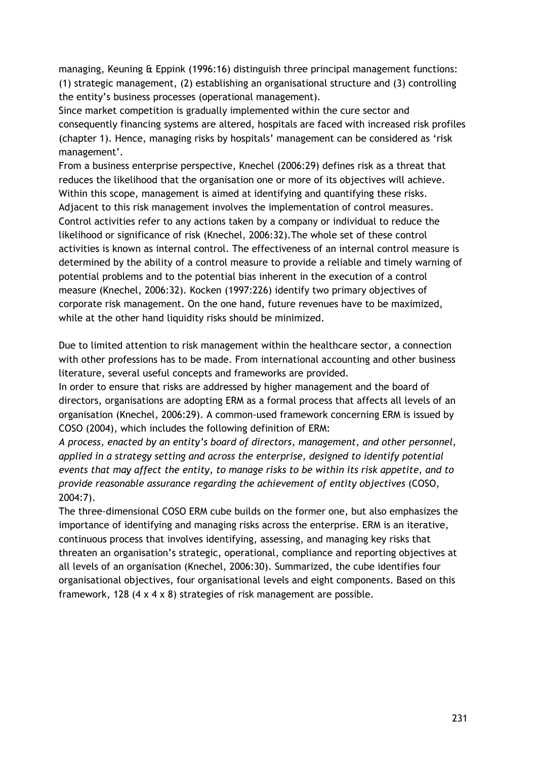managing, Keuning & Eppink (1996:16) distinguish three principal management functions: (1) strategic management, (2) establishing an organisational structure and (3) controlling the entity's business processes (operational management).

Since market competition is gradually implemented within the cure sector and consequently financing systems are altered, hospitals are faced with increased risk profiles (chapter 1). Hence, managing risks by hospitals' management can be considered as 'risk management'.

From a business enterprise perspective, Knechel (2006:29) defines risk as a threat that reduces the likelihood that the organisation one or more of its objectives will achieve. Within this scope, management is aimed at identifying and quantifying these risks. Adjacent to this risk management involves the implementation of control measures. Control activities refer to any actions taken by a company or individual to reduce the likelihood or significance of risk (Knechel, 2006:32).The whole set of these control activities is known as internal control. The effectiveness of an internal control measure is determined by the ability of a control measure to provide a reliable and timely warning of potential problems and to the potential bias inherent in the execution of a control measure (Knechel, 2006:32). Kocken (1997:226) identify two primary objectives of corporate risk management. On the one hand, future revenues have to be maximized, while at the other hand liquidity risks should be minimized.

Due to limited attention to risk management within the healthcare sector, a connection with other professions has to be made. From international accounting and other business literature, several useful concepts and frameworks are provided.

In order to ensure that risks are addressed by higher management and the board of directors, organisations are adopting ERM as a formal process that affects all levels of an organisation (Knechel, 2006:29). A common-used framework concerning ERM is issued by COSO (2004), which includes the following definition of ERM:

*A process, enacted by an entity's board of directors, management, and other personnel, applied in a strategy setting and across the enterprise, designed to identify potential events that may affect the entity, to manage risks to be within its risk appetite, and to provide reasonable assurance regarding the achievement of entity objectives* (COSO, 2004:7).

The three-dimensional COSO ERM cube builds on the former one, but also emphasizes the importance of identifying and managing risks across the enterprise. ERM is an iterative, continuous process that involves identifying, assessing, and managing key risks that threaten an organisation's strategic, operational, compliance and reporting objectives at all levels of an organisation (Knechel, 2006:30). Summarized, the cube identifies four organisational objectives, four organisational levels and eight components. Based on this framework, 128 (4 x 4 x 8) strategies of risk management are possible.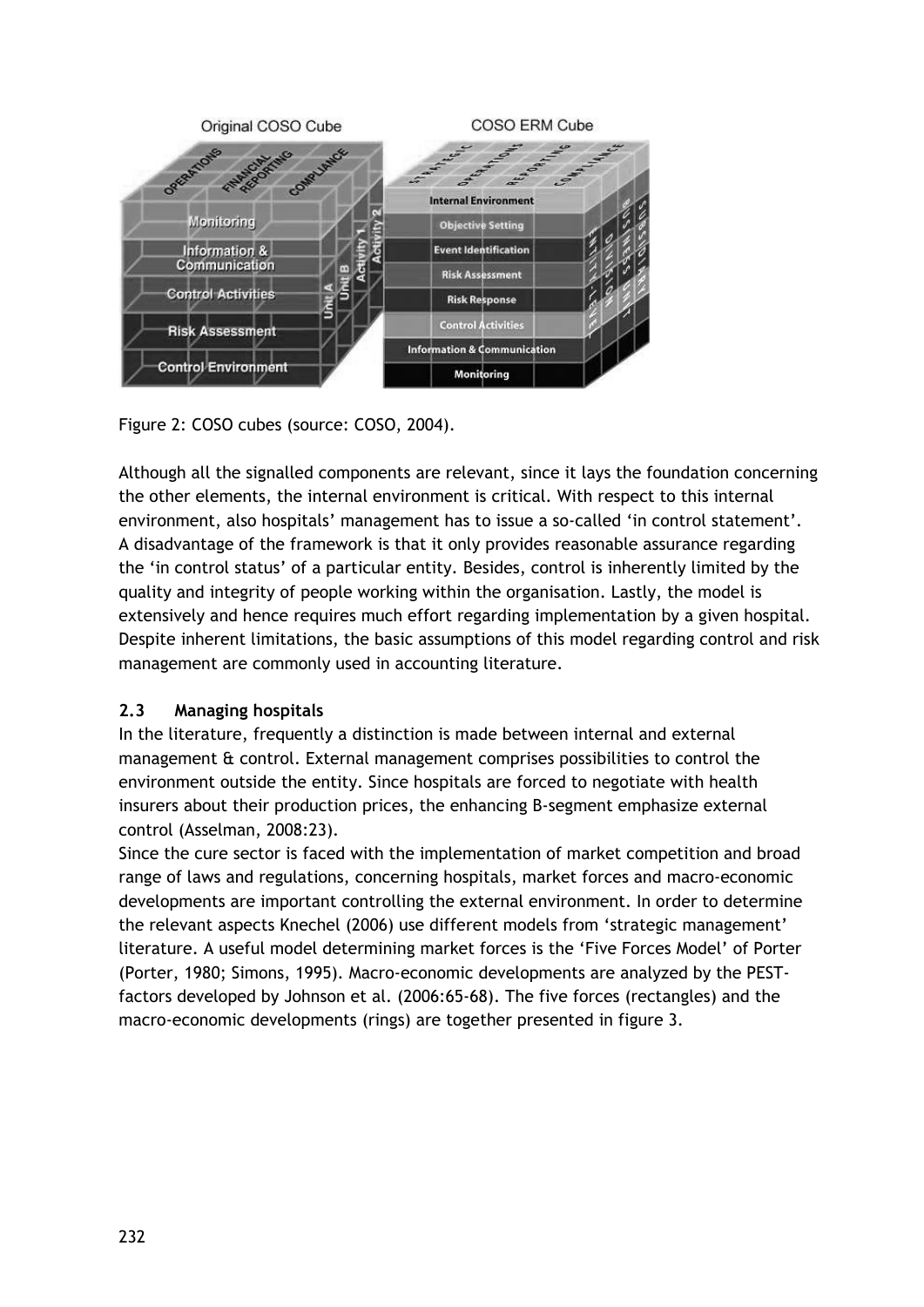Figure 2: COSO cubes (source: COSO, 2004).

Although all the signalled components are relevant, since it lays the foundation concerning the other elements, the internal environment is critical. With respect to this internal environment, also hospitals' management has to issue a so-called 'in control statement'. A disadvantage of the framework is that it only provides reasonable assurance regarding the 'in control status' of a particular entity. Besides, control is inherently limited by the quality and integrity of people working within the organisation. Lastly, the model is extensively and hence requires much effort regarding implementation by a given hospital. Despite inherent limitations, the basic assumptions of this model regarding control and risk management are commonly used in accounting literature.

### 2.3 Managing hospitals

In the literature, frequently a distinction is made between internal and external management & control. External management comprises possibilities to control the environment outside the entity. Since hospitals are forced to negotiate with health insurers about their production prices, the enhancing B-segment emphasize external control (Asselman, 2008:23).

Since the cure sector is faced with the implementation of market competition and broad range of laws and regulations, concerning hospitals, market forces and macro-economic developments are important controlling the external environment. In order to determine the relevant aspects Knechel (2006) use different models from 'strategic management' literature. A useful model determining market forces is the 'Five Forces Model' of Porter (Porter, 1980; Simons, 1995). Macro-economic developments are analyzed by the PEST-factors developed by Johnson et al. (2006:65-68). The five forces (rectangles) and the macro-economic developments (rings) are together presented in figure 3.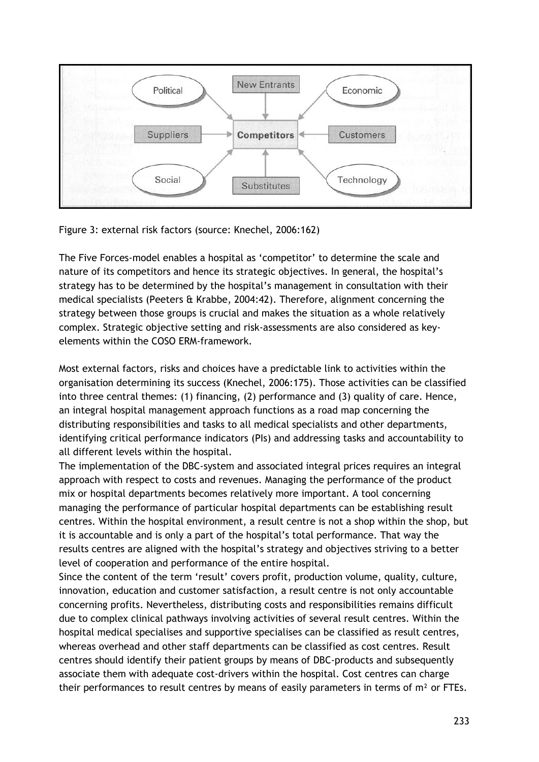Figure 3: external risk factors (source: Knechel, 2006:162)

The Five Forces-model enables a hospital as 'competitor' to determine the scale and nature of its competitors and hence its strategic objectives. In general, the hospital's strategy has to be determined by the hospital's management in consultation with their medical specialists (Peeters & Krabbe, 2004:42). Therefore, alignment concerning the strategy between those groups is crucial and makes the situation as a whole relatively complex. Strategic objective setting and risk-assessments are also considered as key-elements within the COSO ERM-framework.

Most external factors, risks and choices have a predictable link to activities within the organisation determining its success (Knechel, 2006:175). Those activities can be classified into three central themes: (1) financing, (2) performance and (3) quality of care. Hence, an integral hospital management approach functions as a road map concerning the distributing responsibilities and tasks to all medical specialists and other departments, identifying critical performance indicators (PIs) and addressing tasks and accountability to all different levels within the hospital.
The implementation of the DBC-system and associated integral prices requires an integral approach with respect to costs and revenues. Managing the performance of the product mix or hospital departments becomes relatively more important. A tool concerning managing the performance of particular hospital departments can be establishing result centres. Within the hospital environment, a result centre is not a shop within the shop, but it is accountable and is only a part of the hospital's total performance. That way the results centres are aligned with the hospital's strategy and objectives striving to a better level of cooperation and performance of the entire hospital.
Since the content of the term 'result' covers profit, production volume, quality, culture, innovation, education and customer satisfaction, a result centre is not only accountable concerning profits. Nevertheless, distributing costs and responsibilities remains difficult due to complex clinical pathways involving activities of several result centres. Within the hospital medical specialises and supportive specialises can be classified as result centres, whereas overhead and other staff departments can be classified as cost centres. Result centres should identify their patient groups by means of DBC-products and subsequently associate them with adequate cost-drivers within the hospital. Cost centres can charge their performances to result centres by means of easily parameters in terms of m² or FTEs.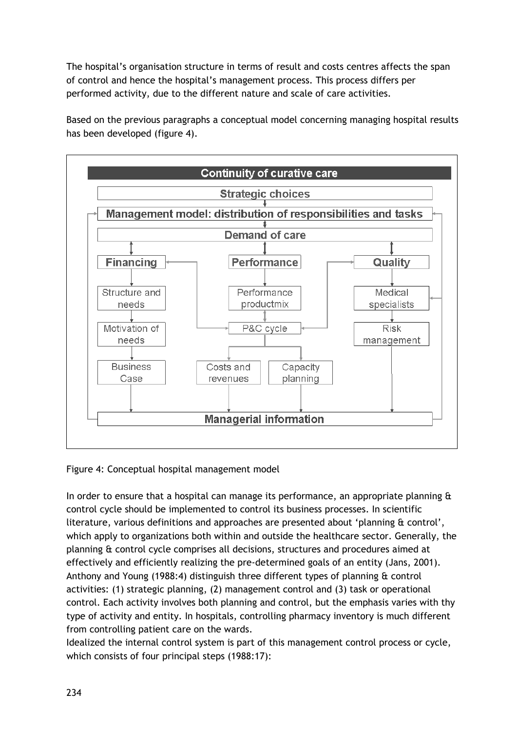The hospital's organisation structure in terms of result and costs centres affects the span of control and hence the hospital's management process. This process differs per performed activity, due to the different nature and scale of care activities.

Based on the previous paragraphs a conceptual model concerning managing hospital results has been developed (figure 4).

Continuity of curative care

Strategic choices

Management model: distribution of responsibilities and tasks

Demand of care

Financing — Performance — Quality

Structure and needs — Performance productmix — Medical specialists

Motivation of needs — P&C cycle — Risk management

Business Case — Costs and revenues — Capacity planning

Managerial information

Figure 4: Conceptual hospital management model

In order to ensure that a hospital can manage its performance, an appropriate planning & control cycle should be implemented to control its business processes. In scientific literature, various definitions and approaches are presented about 'planning & control', which apply to organizations both within and outside the healthcare sector. Generally, the planning & control cycle comprises all decisions, structures and procedures aimed at effectively and efficiently realizing the pre-determined goals of an entity (Jans, 2001). Anthony and Young (1988:4) distinguish three different types of planning & control activities: (1) strategic planning, (2) management control and (3) task or operational control. Each activity involves both planning and control, but the emphasis varies with thy type of activity and entity. In hospitals, controlling pharmacy inventory is much different from controlling patient care on the wards.
Idealized the internal control system is part of this management control process or cycle, which consists of four principal steps (1988:17):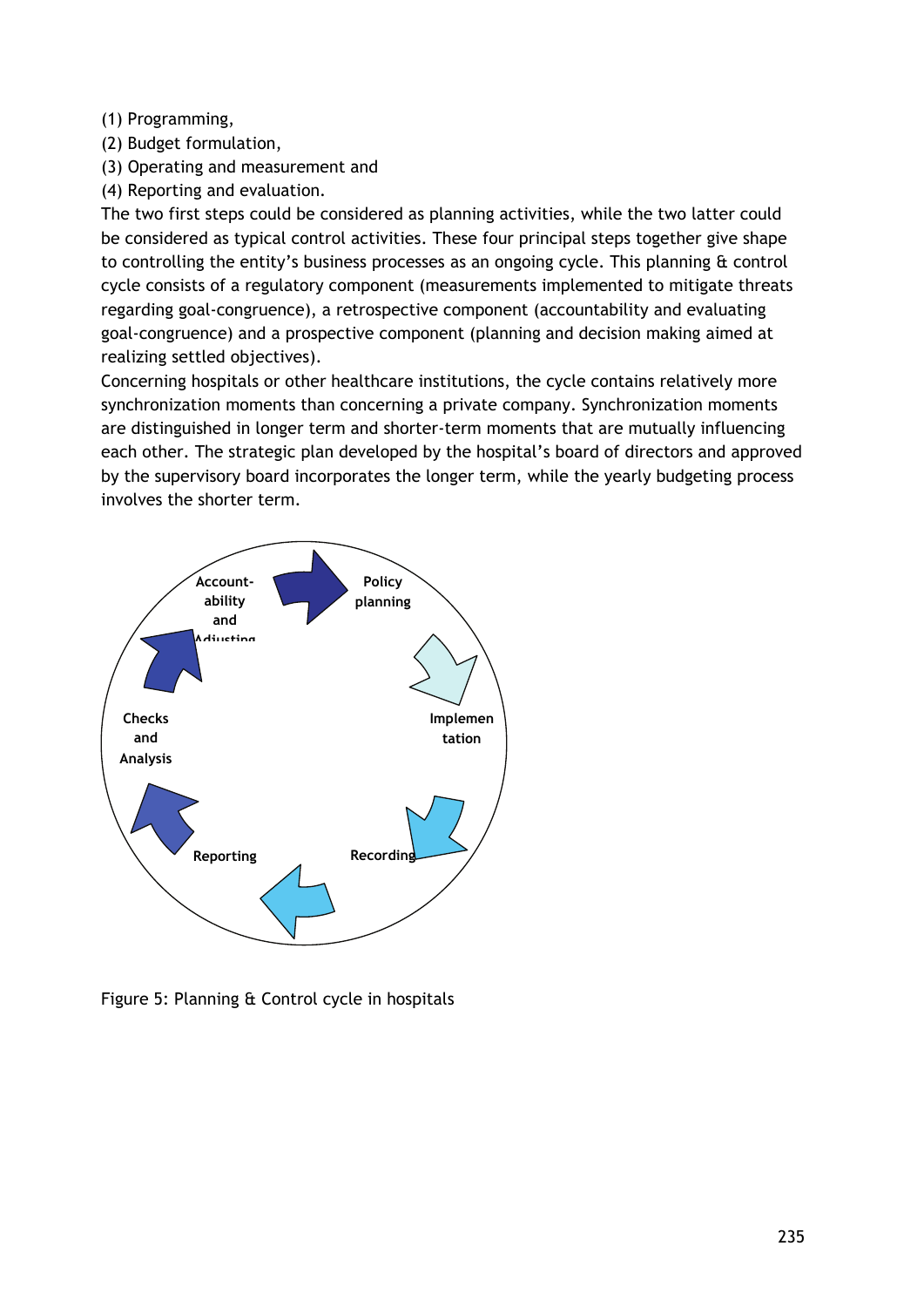(1) Programming,
(2) Budget formulation,
(3) Operating and measurement and
(4) Reporting and evaluation.

The two first steps could be considered as planning activities, while the two latter could be considered as typical control activities. These four principal steps together give shape to controlling the entity's business processes as an ongoing cycle. This planning & control cycle consists of a regulatory component (measurements implemented to mitigate threats regarding goal-congruence), a retrospective component (accountability and evaluating goal-congruence) and a prospective component (planning and decision making aimed at realizing settled objectives).

Concerning hospitals or other healthcare institutions, the cycle contains relatively more synchronization moments than concerning a private company. Synchronization moments are distinguished in longer term and shorter-term moments that are mutually influencing each other. The strategic plan developed by the hospital's board of directors and approved by the supervisory board incorporates the longer term, while the yearly budgeting process involves the shorter term.

Policy planning → Implementation → Recording → Reporting → Checks and Analysis → Accountability and Adjusting

Figure 5: Planning & Control cycle in hospitals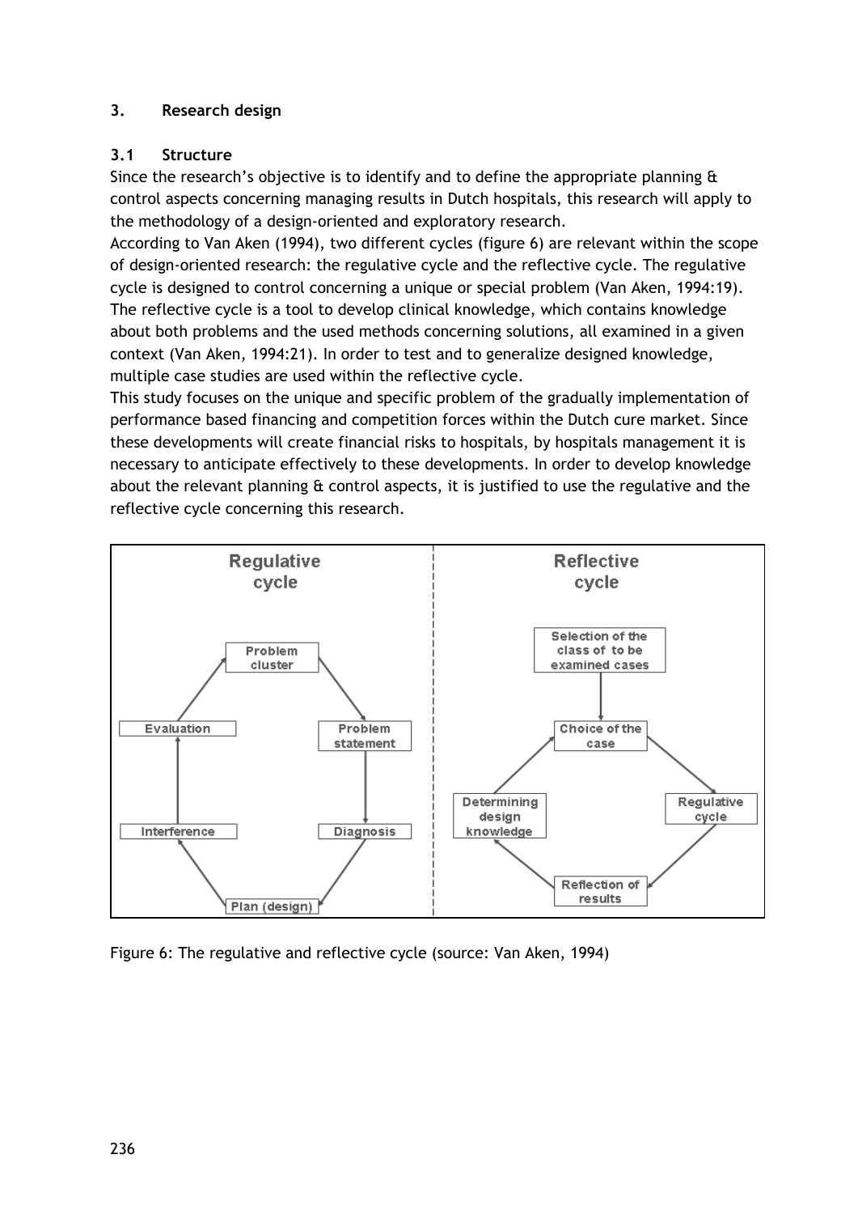## 3. Research design

### 3.1 Structure

Since the research's objective is to identify and to define the appropriate planning & control aspects concerning managing results in Dutch hospitals, this research will apply to the methodology of a design-oriented and exploratory research.

According to Van Aken (1994), two different cycles (figure 6) are relevant within the scope of design-oriented research: the regulative cycle and the reflective cycle. The regulative cycle is designed to control concerning a unique or special problem (Van Aken, 1994:19). The reflective cycle is a tool to develop clinical knowledge, which contains knowledge about both problems and the used methods concerning solutions, all examined in a given context (Van Aken, 1994:21). In order to test and to generalize designed knowledge, multiple case studies are used within the reflective cycle.

This study focuses on the unique and specific problem of the gradually implementation of performance based financing and competition forces within the Dutch cure market. Since these developments will create financial risks to hospitals, by hospitals management it is necessary to anticipate effectively to these developments. In order to develop knowledge about the relevant planning & control aspects, it is justified to use the regulative and the reflective cycle concerning this research.

Regulative cycle: Problem cluster → Problem statement → Diagnosis → Plan (design) → Interference → Evaluation → Problem cluster

Reflective cycle: Selection of the class of to be examined cases → Choice of the case → Regulative cycle → Reflection of results → Determining design knowledge → Choice of the case

Figure 6: The regulative and reflective cycle (source: Van Aken, 1994)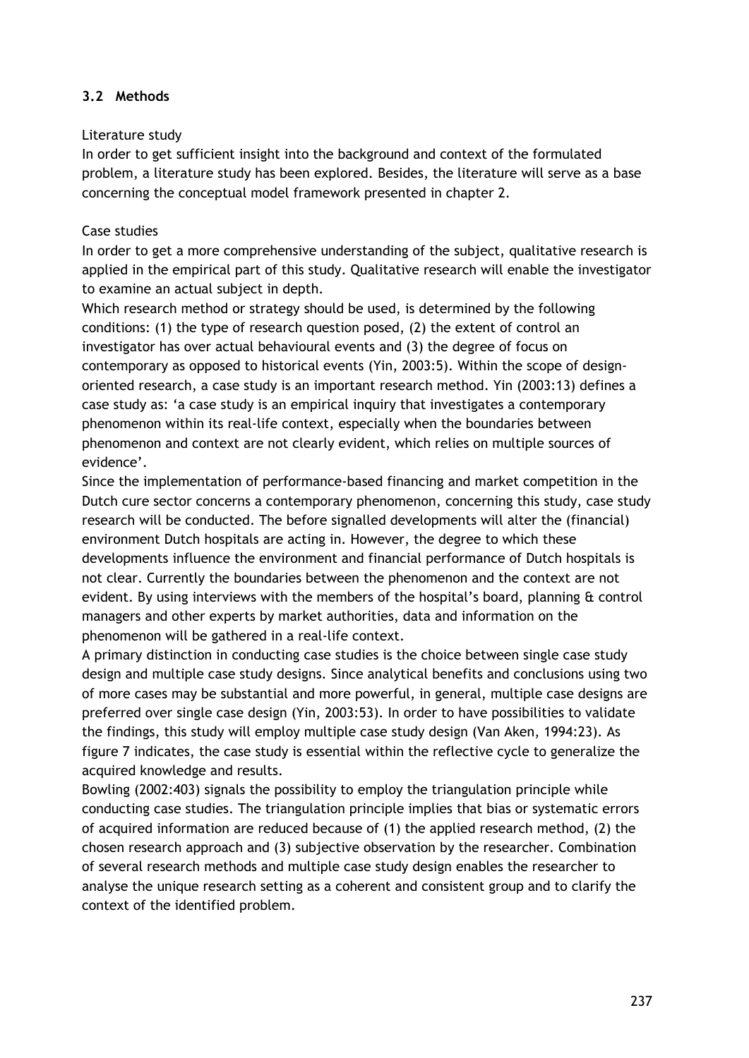### 3.2 Methods

Literature study

In order to get sufficient insight into the background and context of the formulated problem, a literature study has been explored. Besides, the literature will serve as a base concerning the conceptual model framework presented in chapter 2.

Case studies

In order to get a more comprehensive understanding of the subject, qualitative research is applied in the empirical part of this study. Qualitative research will enable the investigator to examine an actual subject in depth.

Which research method or strategy should be used, is determined by the following conditions: (1) the type of research question posed, (2) the extent of control an investigator has over actual behavioural events and (3) the degree of focus on contemporary as opposed to historical events (Yin, 2003:5). Within the scope of design-oriented research, a case study is an important research method. Yin (2003:13) defines a case study as: 'a case study is an empirical inquiry that investigates a contemporary phenomenon within its real-life context, especially when the boundaries between phenomenon and context are not clearly evident, which relies on multiple sources of evidence'.

Since the implementation of performance-based financing and market competition in the Dutch cure sector concerns a contemporary phenomenon, concerning this study, case study research will be conducted. The before signalled developments will alter the (financial) environment Dutch hospitals are acting in. However, the degree to which these developments influence the environment and financial performance of Dutch hospitals is not clear. Currently the boundaries between the phenomenon and the context are not evident. By using interviews with the members of the hospital's board, planning & control managers and other experts by market authorities, data and information on the phenomenon will be gathered in a real-life context.

A primary distinction in conducting case studies is the choice between single case study design and multiple case study designs. Since analytical benefits and conclusions using two of more cases may be substantial and more powerful, in general, multiple case designs are preferred over single case design (Yin, 2003:53). In order to have possibilities to validate the findings, this study will employ multiple case study design (Van Aken, 1994:23). As figure 7 indicates, the case study is essential within the reflective cycle to generalize the acquired knowledge and results.

Bowling (2002:403) signals the possibility to employ the triangulation principle while conducting case studies. The triangulation principle implies that bias or systematic errors of acquired information are reduced because of (1) the applied research method, (2) the chosen research approach and (3) subjective observation by the researcher. Combination of several research methods and multiple case study design enables the researcher to analyse the unique research setting as a coherent and consistent group and to clarify the context of the identified problem.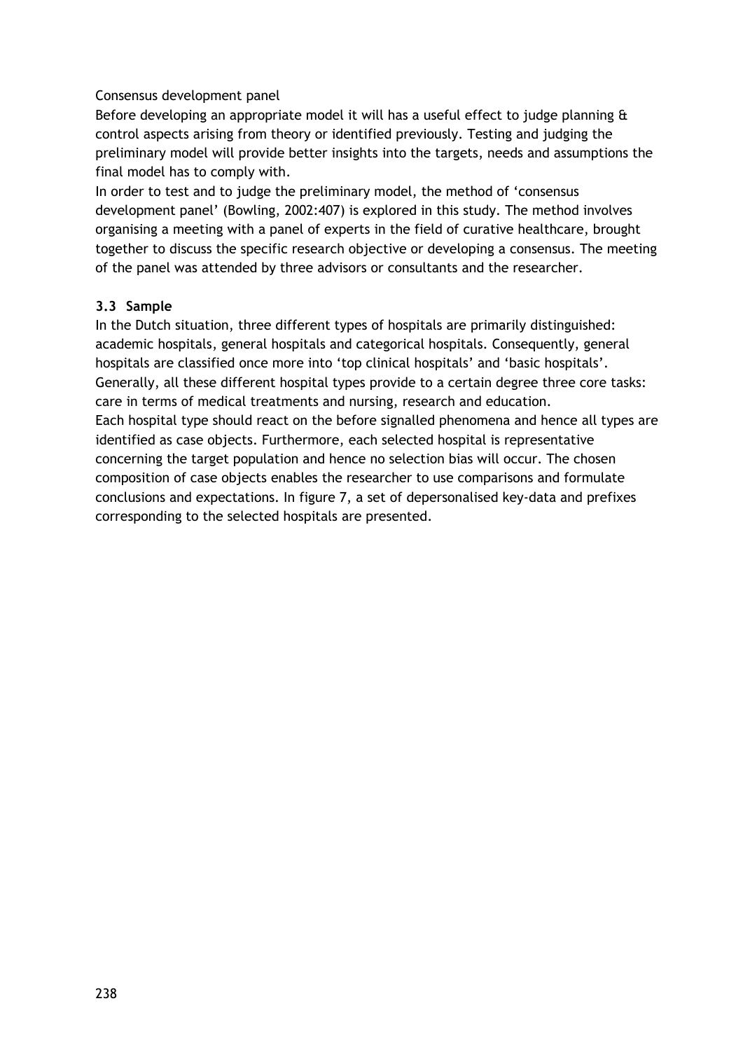Consensus development panel

Before developing an appropriate model it will has a useful effect to judge planning & control aspects arising from theory or identified previously. Testing and judging the preliminary model will provide better insights into the targets, needs and assumptions the final model has to comply with.

In order to test and to judge the preliminary model, the method of 'consensus development panel' (Bowling, 2002:407) is explored in this study. The method involves organising a meeting with a panel of experts in the field of curative healthcare, brought together to discuss the specific research objective or developing a consensus. The meeting of the panel was attended by three advisors or consultants and the researcher.

### 3.3 Sample

In the Dutch situation, three different types of hospitals are primarily distinguished: academic hospitals, general hospitals and categorical hospitals. Consequently, general hospitals are classified once more into 'top clinical hospitals' and 'basic hospitals'. Generally, all these different hospital types provide to a certain degree three core tasks: care in terms of medical treatments and nursing, research and education.

Each hospital type should react on the before signalled phenomena and hence all types are identified as case objects. Furthermore, each selected hospital is representative concerning the target population and hence no selection bias will occur. The chosen composition of case objects enables the researcher to use comparisons and formulate conclusions and expectations. In figure 7, a set of depersonalised key-data and prefixes corresponding to the selected hospitals are presented.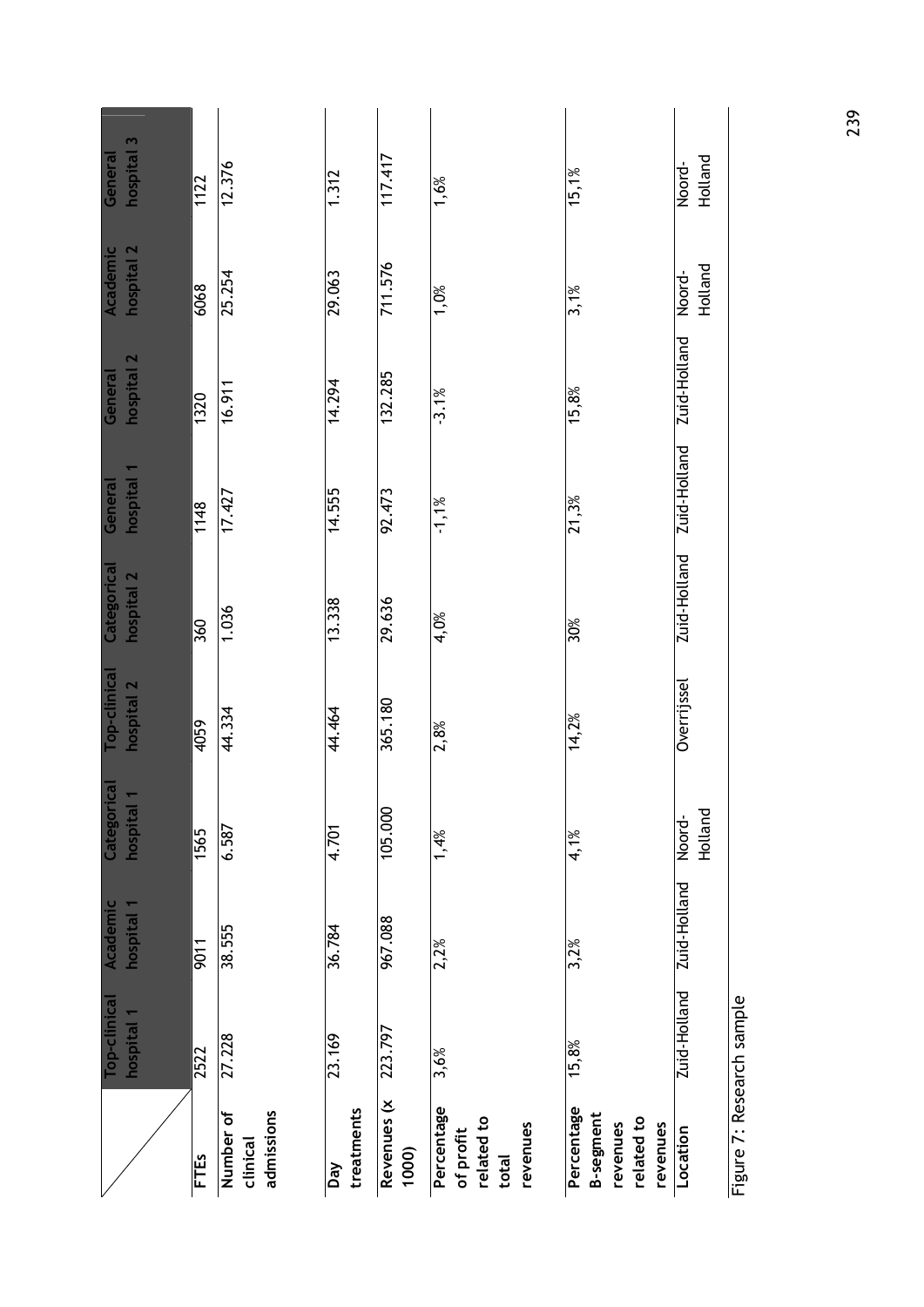| | Top-clinical hospital 1 | Academic hospital 1 | Categorical hospital 1 | Top-clinical hospital 2 | Categorical hospital 2 | General hospital 1 | General hospital 2 | Academic hospital 2 | General hospital 3 |
|---|---|---|---|---|---|---|---|---|---|
| **FTEs** | 2522 | 9011 | 1565 | 4059 | 360 | 1148 | 1320 | 6068 | 1122 |
| **Number of clinical admissions** | 27.228 | 38.555 | 6.587 | 44.334 | 1.036 | 17.427 | 16.911 | 25.254 | 12.376 |
| **Day treatments** | 23.169 | 36.784 | 4.701 | 44.464 | 13.338 | 14.555 | 14.294 | 29.063 | 1.312 |
| **Revenues (x 1000)** | 223.797 | 967.088 | 105.000 | 365.180 | 29.636 | 92.473 | 132.285 | 711.576 | 117.417 |
| **Percentage of profit related to total revenues** | 3,6% | 2,2% | 1,4% | 2,8% | 4,0% | -1,1% | -3.1% | 1,0% | 1,6% |
| **Percentage B-segment revenues related to revenues** | 15,8% | 3,2% | 4,1% | 14,2% | 30% | 21,3% | 15,8% | 3,1% | 15,1% |
| **Location** | Zuid-Holland | Zuid-Holland | Noord-Holland | Overrijssel | Zuid-Holland | Zuid-Holland | Zuid-Holland | Noord-Holland | Noord-Holland |

Figure 7: Research sample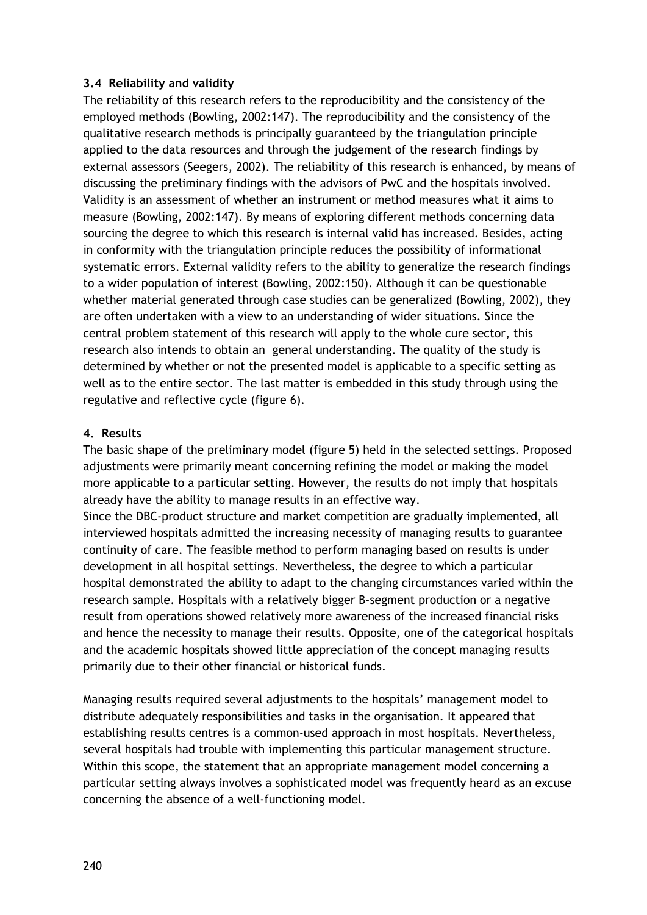### 3.4 Reliability and validity

The reliability of this research refers to the reproducibility and the consistency of the employed methods (Bowling, 2002:147). The reproducibility and the consistency of the qualitative research methods is principally guaranteed by the triangulation principle applied to the data resources and through the judgement of the research findings by external assessors (Seegers, 2002). The reliability of this research is enhanced, by means of discussing the preliminary findings with the advisors of PwC and the hospitals involved. Validity is an assessment of whether an instrument or method measures what it aims to measure (Bowling, 2002:147). By means of exploring different methods concerning data sourcing the degree to which this research is internal valid has increased. Besides, acting in conformity with the triangulation principle reduces the possibility of informational systematic errors. External validity refers to the ability to generalize the research findings to a wider population of interest (Bowling, 2002:150). Although it can be questionable whether material generated through case studies can be generalized (Bowling, 2002), they are often undertaken with a view to an understanding of wider situations. Since the central problem statement of this research will apply to the whole cure sector, this research also intends to obtain an general understanding. The quality of the study is determined by whether or not the presented model is applicable to a specific setting as well as to the entire sector. The last matter is embedded in this study through using the regulative and reflective cycle (figure 6).

## 4. Results

The basic shape of the preliminary model (figure 5) held in the selected settings. Proposed adjustments were primarily meant concerning refining the model or making the model more applicable to a particular setting. However, the results do not imply that hospitals already have the ability to manage results in an effective way.

Since the DBC-product structure and market competition are gradually implemented, all interviewed hospitals admitted the increasing necessity of managing results to guarantee continuity of care. The feasible method to perform managing based on results is under development in all hospital settings. Nevertheless, the degree to which a particular hospital demonstrated the ability to adapt to the changing circumstances varied within the research sample. Hospitals with a relatively bigger B-segment production or a negative result from operations showed relatively more awareness of the increased financial risks and hence the necessity to manage their results. Opposite, one of the categorical hospitals and the academic hospitals showed little appreciation of the concept managing results primarily due to their other financial or historical funds.

Managing results required several adjustments to the hospitals' management model to distribute adequately responsibilities and tasks in the organisation. It appeared that establishing results centres is a common-used approach in most hospitals. Nevertheless, several hospitals had trouble with implementing this particular management structure. Within this scope, the statement that an appropriate management model concerning a particular setting always involves a sophisticated model was frequently heard as an excuse concerning the absence of a well-functioning model.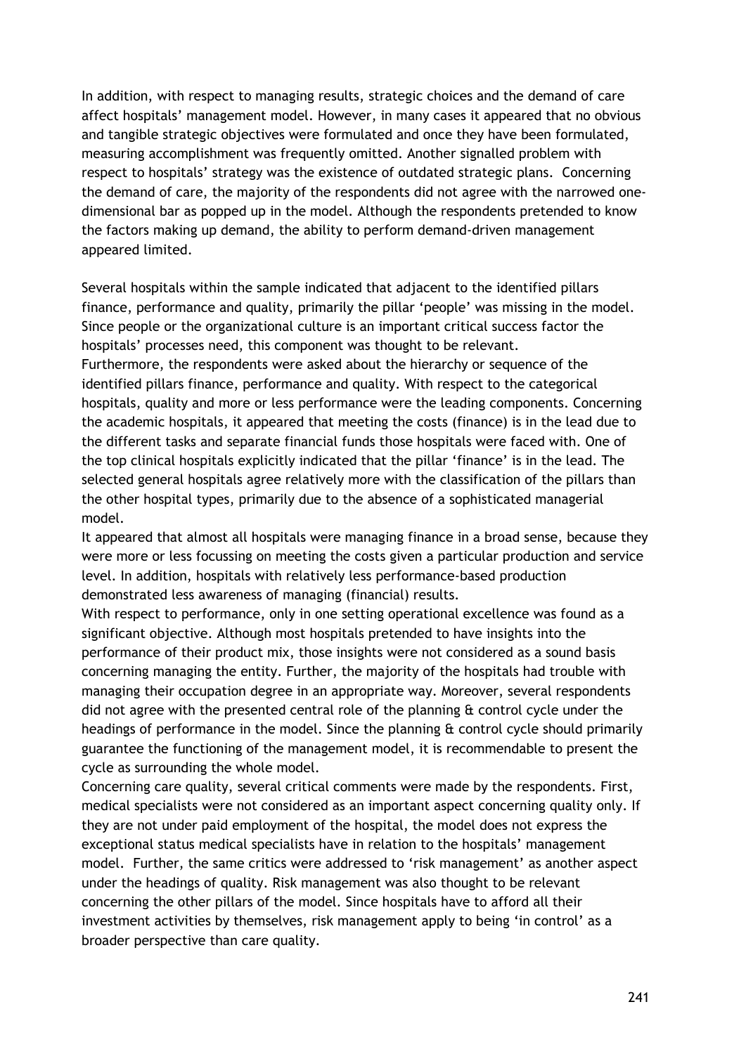In addition, with respect to managing results, strategic choices and the demand of care affect hospitals' management model. However, in many cases it appeared that no obvious and tangible strategic objectives were formulated and once they have been formulated, measuring accomplishment was frequently omitted. Another signalled problem with respect to hospitals' strategy was the existence of outdated strategic plans. Concerning the demand of care, the majority of the respondents did not agree with the narrowed one-dimensional bar as popped up in the model. Although the respondents pretended to know the factors making up demand, the ability to perform demand-driven management appeared limited.

Several hospitals within the sample indicated that adjacent to the identified pillars finance, performance and quality, primarily the pillar 'people' was missing in the model. Since people or the organizational culture is an important critical success factor the hospitals' processes need, this component was thought to be relevant.

Furthermore, the respondents were asked about the hierarchy or sequence of the identified pillars finance, performance and quality. With respect to the categorical hospitals, quality and more or less performance were the leading components. Concerning the academic hospitals, it appeared that meeting the costs (finance) is in the lead due to the different tasks and separate financial funds those hospitals were faced with. One of the top clinical hospitals explicitly indicated that the pillar 'finance' is in the lead. The selected general hospitals agree relatively more with the classification of the pillars than the other hospital types, primarily due to the absence of a sophisticated managerial model.

It appeared that almost all hospitals were managing finance in a broad sense, because they were more or less focussing on meeting the costs given a particular production and service level. In addition, hospitals with relatively less performance-based production demonstrated less awareness of managing (financial) results.

With respect to performance, only in one setting operational excellence was found as a significant objective. Although most hospitals pretended to have insights into the performance of their product mix, those insights were not considered as a sound basis concerning managing the entity. Further, the majority of the hospitals had trouble with managing their occupation degree in an appropriate way. Moreover, several respondents did not agree with the presented central role of the planning & control cycle under the headings of performance in the model. Since the planning & control cycle should primarily guarantee the functioning of the management model, it is recommendable to present the cycle as surrounding the whole model.

Concerning care quality, several critical comments were made by the respondents. First, medical specialists were not considered as an important aspect concerning quality only. If they are not under paid employment of the hospital, the model does not express the exceptional status medical specialists have in relation to the hospitals' management model. Further, the same critics were addressed to 'risk management' as another aspect under the headings of quality. Risk management was also thought to be relevant concerning the other pillars of the model. Since hospitals have to afford all their investment activities by themselves, risk management apply to being 'in control' as a broader perspective than care quality.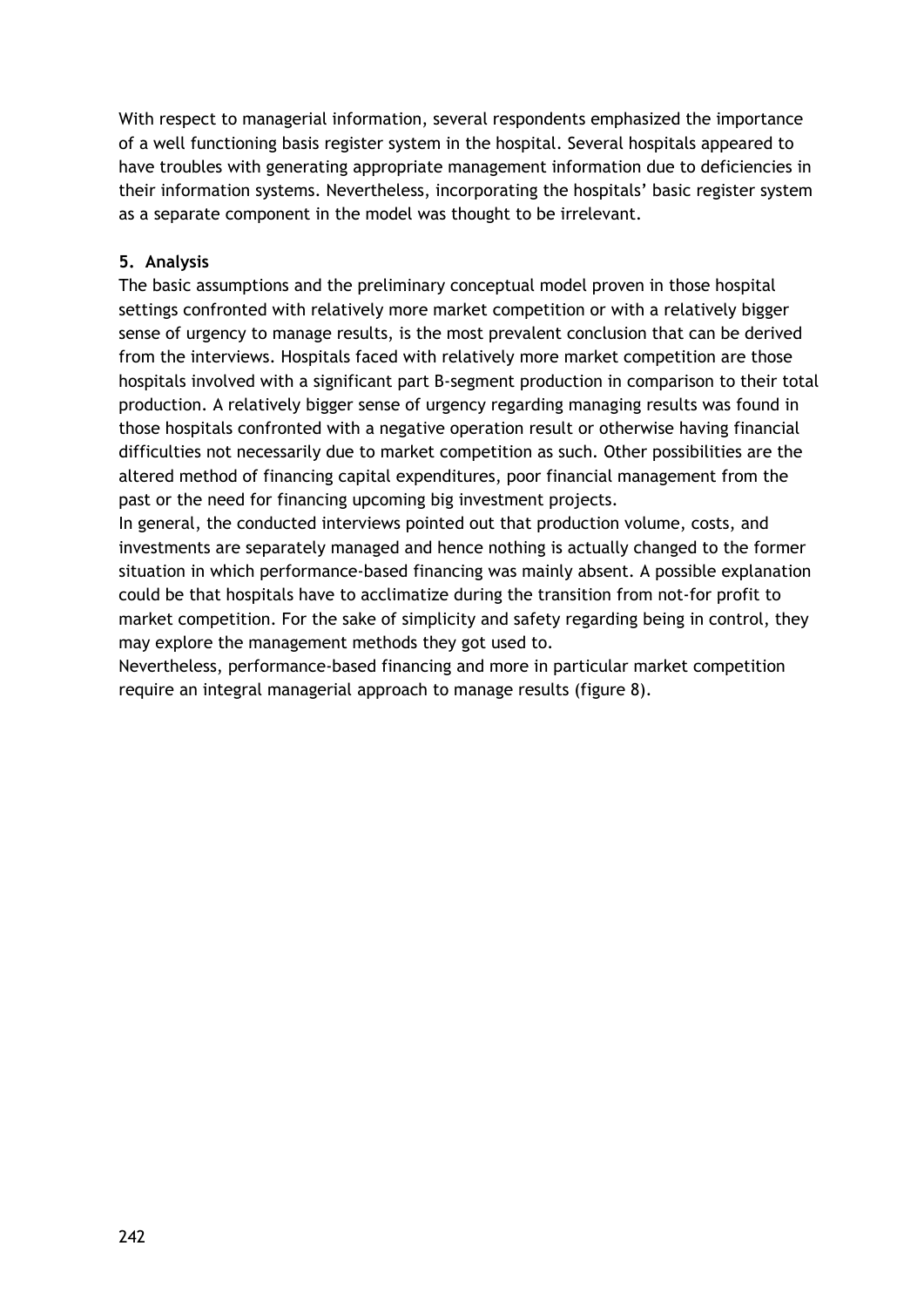With respect to managerial information, several respondents emphasized the importance of a well functioning basis register system in the hospital. Several hospitals appeared to have troubles with generating appropriate management information due to deficiencies in their information systems. Nevertheless, incorporating the hospitals' basic register system as a separate component in the model was thought to be irrelevant.

## 5. Analysis

The basic assumptions and the preliminary conceptual model proven in those hospital settings confronted with relatively more market competition or with a relatively bigger sense of urgency to manage results, is the most prevalent conclusion that can be derived from the interviews. Hospitals faced with relatively more market competition are those hospitals involved with a significant part B-segment production in comparison to their total production. A relatively bigger sense of urgency regarding managing results was found in those hospitals confronted with a negative operation result or otherwise having financial difficulties not necessarily due to market competition as such. Other possibilities are the altered method of financing capital expenditures, poor financial management from the past or the need for financing upcoming big investment projects.

In general, the conducted interviews pointed out that production volume, costs, and investments are separately managed and hence nothing is actually changed to the former situation in which performance-based financing was mainly absent. A possible explanation could be that hospitals have to acclimatize during the transition from not-for profit to market competition. For the sake of simplicity and safety regarding being in control, they may explore the management methods they got used to.

Nevertheless, performance-based financing and more in particular market competition require an integral managerial approach to manage results (figure 8).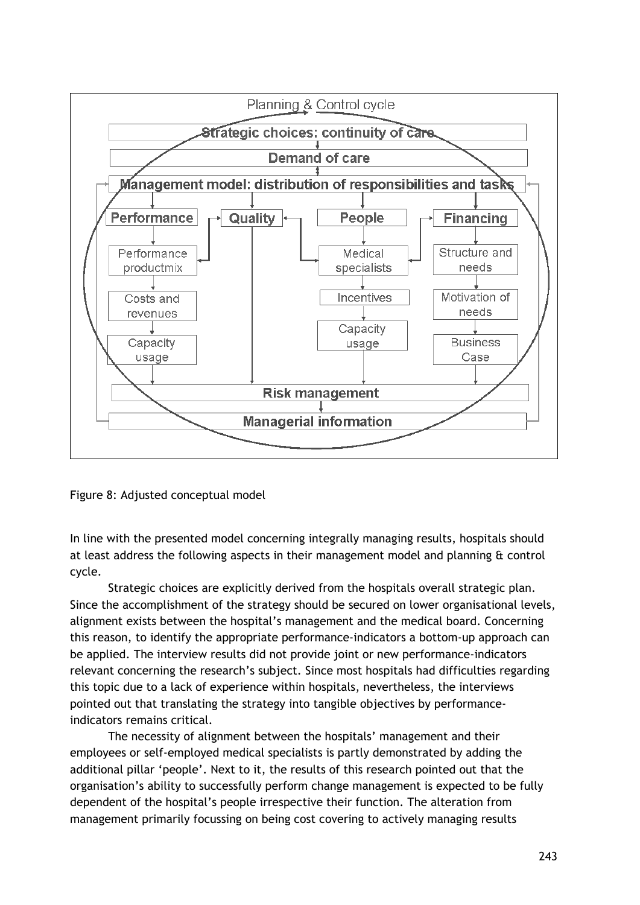Figure 8: Adjusted conceptual model

In line with the presented model concerning integrally managing results, hospitals should at least address the following aspects in their management model and planning & control cycle.

Strategic choices are explicitly derived from the hospitals overall strategic plan. Since the accomplishment of the strategy should be secured on lower organisational levels, alignment exists between the hospital's management and the medical board. Concerning this reason, to identify the appropriate performance-indicators a bottom-up approach can be applied. The interview results did not provide joint or new performance-indicators relevant concerning the research's subject. Since most hospitals had difficulties regarding this topic due to a lack of experience within hospitals, nevertheless, the interviews pointed out that translating the strategy into tangible objectives by performance-indicators remains critical.

The necessity of alignment between the hospitals' management and their employees or self-employed medical specialists is partly demonstrated by adding the additional pillar 'people'. Next to it, the results of this research pointed out that the organisation's ability to successfully perform change management is expected to be fully dependent of the hospital's people irrespective their function. The alteration from management primarily focussing on being cost covering to actively managing results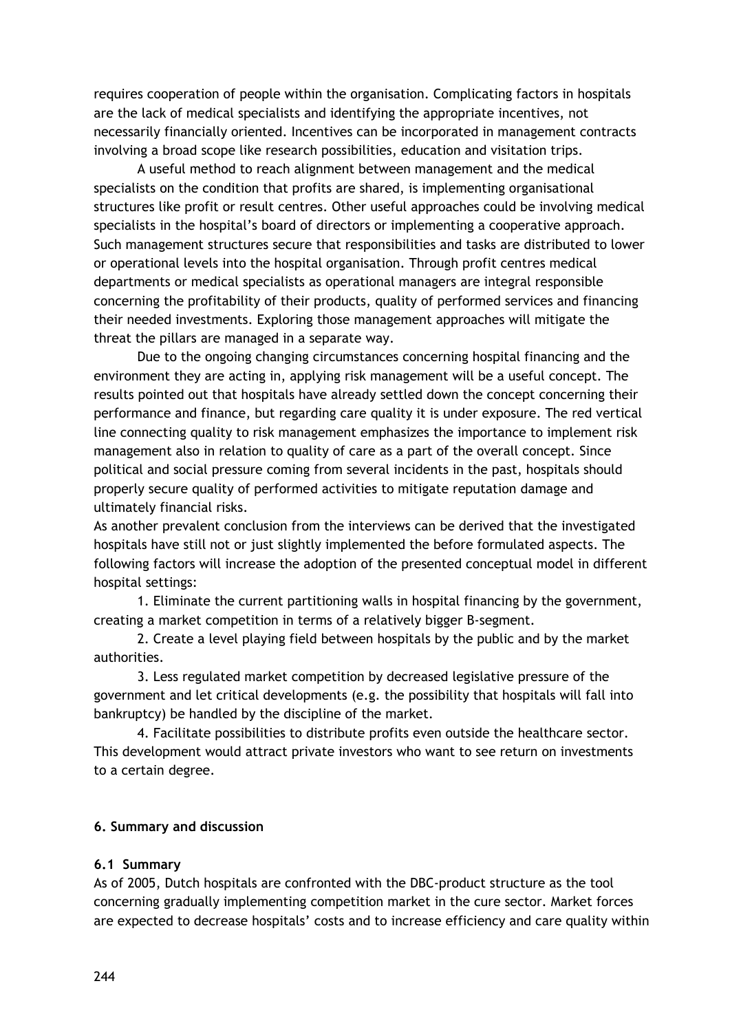requires cooperation of people within the organisation. Complicating factors in hospitals are the lack of medical specialists and identifying the appropriate incentives, not necessarily financially oriented. Incentives can be incorporated in management contracts involving a broad scope like research possibilities, education and visitation trips.

A useful method to reach alignment between management and the medical specialists on the condition that profits are shared, is implementing organisational structures like profit or result centres. Other useful approaches could be involving medical specialists in the hospital's board of directors or implementing a cooperative approach. Such management structures secure that responsibilities and tasks are distributed to lower or operational levels into the hospital organisation. Through profit centres medical departments or medical specialists as operational managers are integral responsible concerning the profitability of their products, quality of performed services and financing their needed investments. Exploring those management approaches will mitigate the threat the pillars are managed in a separate way.

Due to the ongoing changing circumstances concerning hospital financing and the environment they are acting in, applying risk management will be a useful concept. The results pointed out that hospitals have already settled down the concept concerning their performance and finance, but regarding care quality it is under exposure. The red vertical line connecting quality to risk management emphasizes the importance to implement risk management also in relation to quality of care as a part of the overall concept. Since political and social pressure coming from several incidents in the past, hospitals should properly secure quality of performed activities to mitigate reputation damage and ultimately financial risks.

As another prevalent conclusion from the interviews can be derived that the investigated hospitals have still not or just slightly implemented the before formulated aspects. The following factors will increase the adoption of the presented conceptual model in different hospital settings:

1. Eliminate the current partitioning walls in hospital financing by the government, creating a market competition in terms of a relatively bigger B-segment.
2. Create a level playing field between hospitals by the public and by the market authorities.
3. Less regulated market competition by decreased legislative pressure of the government and let critical developments (e.g. the possibility that hospitals will fall into bankruptcy) be handled by the discipline of the market.
4. Facilitate possibilities to distribute profits even outside the healthcare sector. This development would attract private investors who want to see return on investments to a certain degree.

### 6. Summary and discussion

#### 6.1 Summary

As of 2005, Dutch hospitals are confronted with the DBC-product structure as the tool concerning gradually implementing competition market in the cure sector. Market forces are expected to decrease hospitals' costs and to increase efficiency and care quality within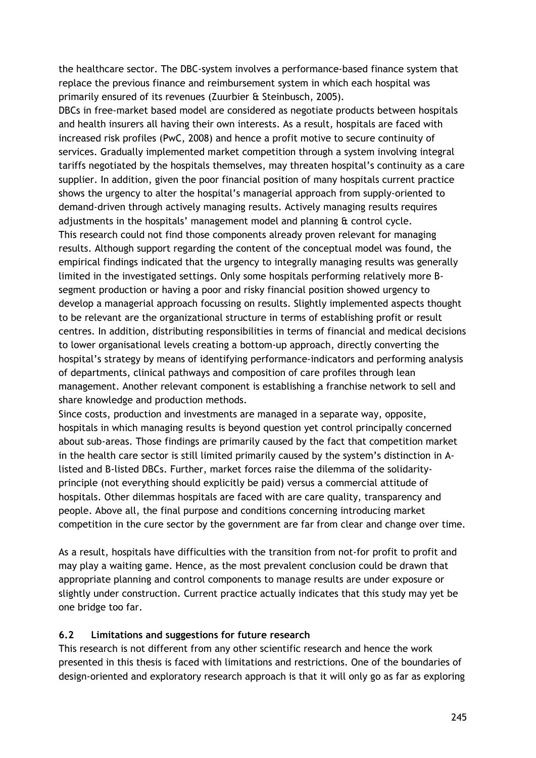the healthcare sector. The DBC-system involves a performance-based finance system that replace the previous finance and reimbursement system in which each hospital was primarily ensured of its revenues (Zuurbier & Steinbusch, 2005).

DBCs in free-market based model are considered as negotiate products between hospitals and health insurers all having their own interests. As a result, hospitals are faced with increased risk profiles (PwC, 2008) and hence a profit motive to secure continuity of services. Gradually implemented market competition through a system involving integral tariffs negotiated by the hospitals themselves, may threaten hospital's continuity as a care supplier. In addition, given the poor financial position of many hospitals current practice shows the urgency to alter the hospital's managerial approach from supply-oriented to demand-driven through actively managing results. Actively managing results requires adjustments in the hospitals' management model and planning & control cycle.

This research could not find those components already proven relevant for managing results. Although support regarding the content of the conceptual model was found, the empirical findings indicated that the urgency to integrally managing results was generally limited in the investigated settings. Only some hospitals performing relatively more B-segment production or having a poor and risky financial position showed urgency to develop a managerial approach focussing on results. Slightly implemented aspects thought to be relevant are the organizational structure in terms of establishing profit or result centres. In addition, distributing responsibilities in terms of financial and medical decisions to lower organisational levels creating a bottom-up approach, directly converting the hospital's strategy by means of identifying performance-indicators and performing analysis of departments, clinical pathways and composition of care profiles through lean management. Another relevant component is establishing a franchise network to sell and share knowledge and production methods.

Since costs, production and investments are managed in a separate way, opposite, hospitals in which managing results is beyond question yet control principally concerned about sub-areas. Those findings are primarily caused by the fact that competition market in the health care sector is still limited primarily caused by the system's distinction in A-listed and B-listed DBCs. Further, market forces raise the dilemma of the solidarity-principle (not everything should explicitly be paid) versus a commercial attitude of hospitals. Other dilemmas hospitals are faced with are care quality, transparency and people. Above all, the final purpose and conditions concerning introducing market competition in the cure sector by the government are far from clear and change over time.

As a result, hospitals have difficulties with the transition from not-for profit to profit and may play a waiting game. Hence, as the most prevalent conclusion could be drawn that appropriate planning and control components to manage results are under exposure or slightly under construction. Current practice actually indicates that this study may yet be one bridge too far.

### 6.2 Limitations and suggestions for future research

This research is not different from any other scientific research and hence the work presented in this thesis is faced with limitations and restrictions. One of the boundaries of design-oriented and exploratory research approach is that it will only go as far as exploring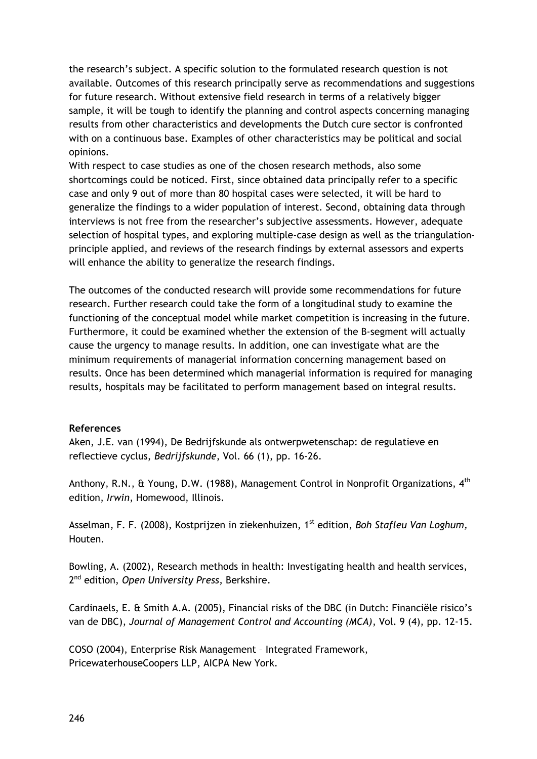the research's subject. A specific solution to the formulated research question is not available. Outcomes of this research principally serve as recommendations and suggestions for future research. Without extensive field research in terms of a relatively bigger sample, it will be tough to identify the planning and control aspects concerning managing results from other characteristics and developments the Dutch cure sector is confronted with on a continuous base. Examples of other characteristics may be political and social opinions.
With respect to case studies as one of the chosen research methods, also some shortcomings could be noticed. First, since obtained data principally refer to a specific case and only 9 out of more than 80 hospital cases were selected, it will be hard to generalize the findings to a wider population of interest. Second, obtaining data through interviews is not free from the researcher's subjective assessments. However, adequate selection of hospital types, and exploring multiple-case design as well as the triangulation-principle applied, and reviews of the research findings by external assessors and experts will enhance the ability to generalize the research findings.

The outcomes of the conducted research will provide some recommendations for future research. Further research could take the form of a longitudinal study to examine the functioning of the conceptual model while market competition is increasing in the future. Furthermore, it could be examined whether the extension of the B-segment will actually cause the urgency to manage results. In addition, one can investigate what are the minimum requirements of managerial information concerning management based on results. Once has been determined which managerial information is required for managing results, hospitals may be facilitated to perform management based on integral results.

**References**

Aken, J.E. van (1994), De Bedrijfskunde als ontwerpwetenschap: de regulatieve en reflectieve cyclus, *Bedrijfskunde*, Vol. 66 (1), pp. 16-26.

Anthony, R.N., & Young, D.W. (1988), Management Control in Nonprofit Organizations, 4th edition, *Irwin*, Homewood, Illinois.

Asselman, F. F. (2008), Kostprijzen in ziekenhuizen, 1st edition, *Boh Stafleu Van Loghum*, Houten.

Bowling, A. (2002), Research methods in health: Investigating health and health services, 2nd edition, *Open University Press*, Berkshire.

Cardinaels, E. & Smith A.A. (2005), Financial risks of the DBC (in Dutch: Financiële risico's van de DBC), *Journal of Management Control and Accounting (MCA)*, Vol. 9 (4), pp. 12-15.

COSO (2004), Enterprise Risk Management – Integrated Framework, PricewaterhouseCoopers LLP, AICPA New York.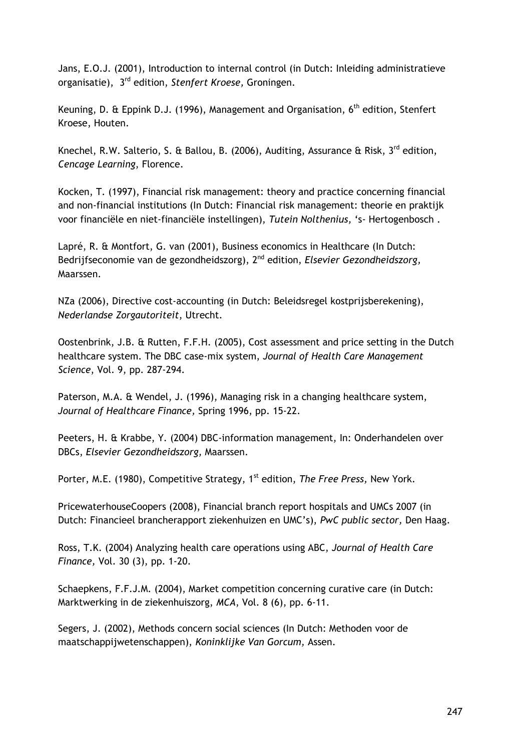Jans, E.O.J. (2001), Introduction to internal control (in Dutch: Inleiding administratieve organisatie), 3rd edition, *Stenfert Kroese,* Groningen.

Keuning, D. & Eppink D.J. (1996), Management and Organisation, 6th edition, Stenfert Kroese, Houten.

Knechel, R.W. Salterio, S. & Ballou, B. (2006), Auditing, Assurance & Risk, 3rd edition, *Cencage Learning*, Florence.

Kocken, T. (1997), Financial risk management: theory and practice concerning financial and non-financial institutions (In Dutch: Financial risk management: theorie en praktijk voor financiële en niet-financiële instellingen), *Tutein Nolthenius,* 's- Hertogenbosch .

Lapré, R. & Montfort, G. van (2001), Business economics in Healthcare (In Dutch: Bedrijfseconomie van de gezondheidszorg), 2nd edition, *Elsevier Gezondheidszorg,* Maarssen.

NZa (2006), Directive cost-accounting (in Dutch: Beleidsregel kostprijsberekening), *Nederlandse Zorgautoriteit*, Utrecht.

Oostenbrink, J.B. & Rutten, F.F.H. (2005), Cost assessment and price setting in the Dutch healthcare system. The DBC case-mix system, *Journal of Health Care Management Science*, Vol. 9, pp. 287-294.

Paterson, M.A. & Wendel, J. (1996), Managing risk in a changing healthcare system, *Journal of Healthcare Finance,* Spring 1996, pp. 15-22.

Peeters, H. & Krabbe, Y. (2004) DBC-information management, In: Onderhandelen over DBCs, *Elsevier Gezondheidszorg,* Maarssen.

Porter, M.E. (1980), Competitive Strategy, 1st edition, *The Free Press,* New York.

PricewaterhouseCoopers (2008), Financial branch report hospitals and UMCs 2007 (in Dutch: Financieel brancherapport ziekenhuizen en UMC's), *PwC public sector,* Den Haag.

Ross, T.K. (2004) Analyzing health care operations using ABC, *Journal of Health Care Finance,* Vol. 30 (3), pp. 1-20.

Schaepkens, F.F.J.M. (2004), Market competition concerning curative care (in Dutch: Marktwerking in de ziekenhuiszorg, *MCA*, Vol. 8 (6), pp. 6-11.

Segers, J. (2002), Methods concern social sciences (In Dutch: Methoden voor de maatschappijwetenschappen), *Koninklijke Van Gorcum,* Assen.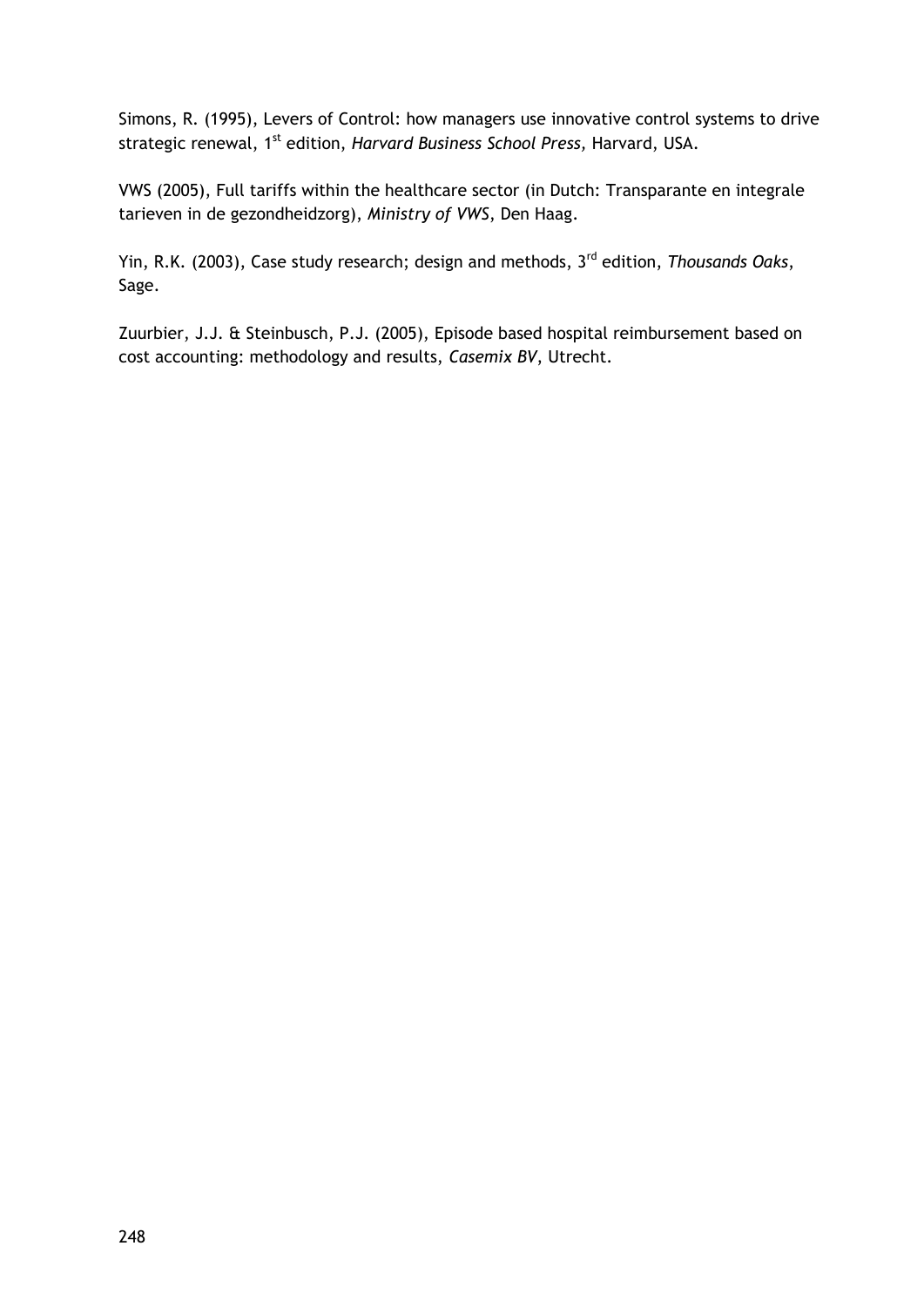Simons, R. (1995), Levers of Control: how managers use innovative control systems to drive strategic renewal, 1st edition, *Harvard Business School Press,* Harvard, USA.

VWS (2005), Full tariffs within the healthcare sector (in Dutch: Transparante en integrale tarieven in de gezondheidzorg), *Ministry of VWS*, Den Haag.

Yin, R.K. (2003), Case study research; design and methods, 3rd edition, *Thousands Oaks*, Sage.

Zuurbier, J.J. & Steinbusch, P.J. (2005), Episode based hospital reimbursement based on cost accounting: methodology and results, *Casemix BV*, Utrecht.